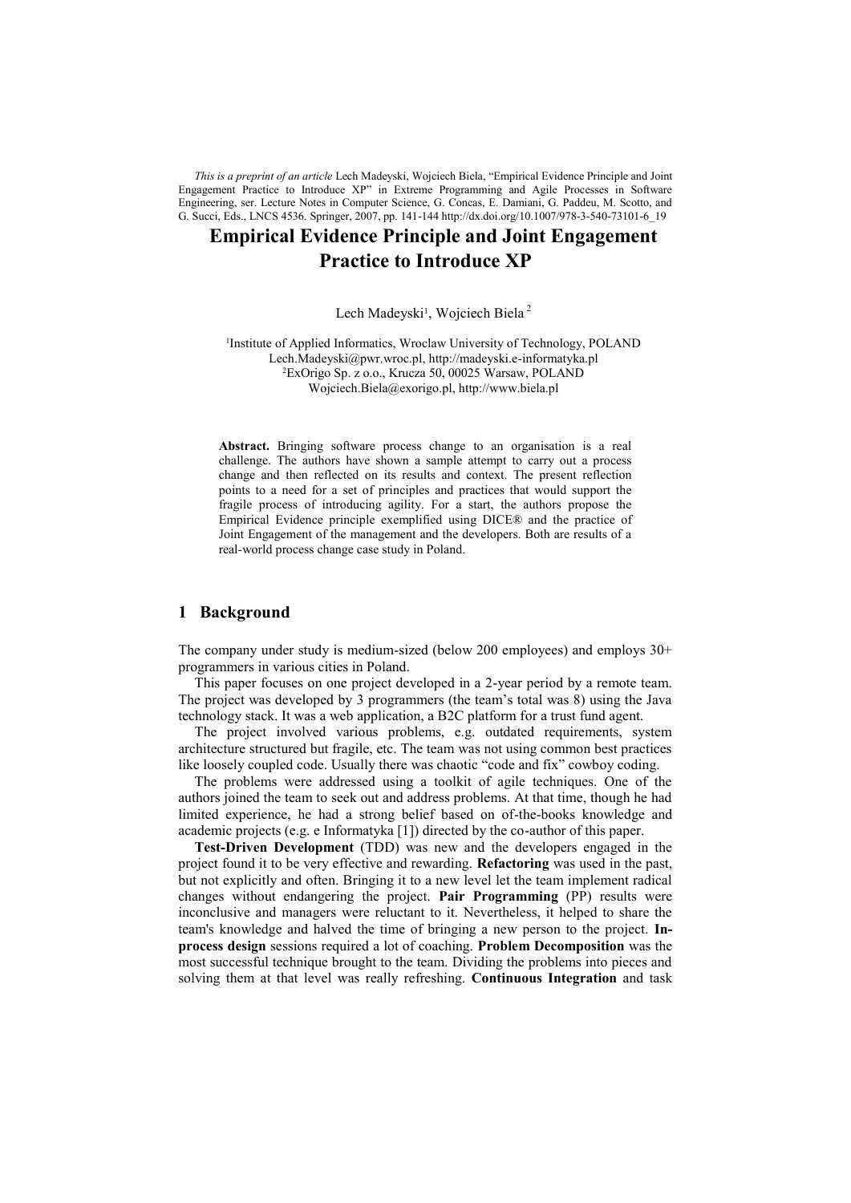*This is a preprint of an article* Lech Madeyski, Wojciech Biela, "Empirical Evidence Principle and Joint Engagement Practice to Introduce XP" in Extreme Programming and Agile Processes in Software Engineering, ser. Lecture Notes in Computer Science, G. Concas, E. Damiani, G. Paddeu, M. Scotto, and G. Succi, Eds., LNCS 4536. Springer, 2007, pp. 141-144 http://dx.doi.org/10.1007/978-3-540-73101-6_19

# Empirical Evidence Principle and Joint Engagement Practice to Introduce XP

Lech Madeyski[1], Wojciech Biela [2]

[1]Institute of Applied Informatics, Wroclaw University of Technology, POLAND
Lech.Madeyski@pwr.wroc.pl, http://madeyski.e-informatyka.pl
[2]ExOrigo Sp. z o.o., Krucza 50, 00025 Warsaw, POLAND
Wojciech.Biela@exorigo.pl, http://www.biela.pl

**Abstract.** Bringing software process change to an organisation is a real challenge. The authors have shown a sample attempt to carry out a process change and then reflected on its results and context. The present reflection points to a need for a set of principles and practices that would support the fragile process of introducing agility. For a start, the authors propose the Empirical Evidence principle exemplified using DICE® and the practice of Joint Engagement of the management and the developers. Both are results of a real-world process change case study in Poland.

## 1 Background

The company under study is medium-sized (below 200 employees) and employs 30+ programmers in various cities in Poland.

This paper focuses on one project developed in a 2-year period by a remote team. The project was developed by 3 programmers (the team's total was 8) using the Java technology stack. It was a web application, a B2C platform for a trust fund agent.

The project involved various problems, e.g. outdated requirements, system architecture structured but fragile, etc. The team was not using common best practices like loosely coupled code. Usually there was chaotic "code and fix" cowboy coding.

The problems were addressed using a toolkit of agile techniques. One of the authors joined the team to seek out and address problems. At that time, though he had limited experience, he had a strong belief based on of-the-books knowledge and academic projects (e.g. e Informatyka [1]) directed by the co-author of this paper.

**Test-Driven Development** (TDD) was new and the developers engaged in the project found it to be very effective and rewarding. **Refactoring** was used in the past, but not explicitly and often. Bringing it to a new level let the team implement radical changes without endangering the project. **Pair Programming** (PP) results were inconclusive and managers were reluctant to it. Nevertheless, it helped to share the team's knowledge and halved the time of bringing a new person to the project. **In-process design** sessions required a lot of coaching. **Problem Decomposition** was the most successful technique brought to the team. Dividing the problems into pieces and solving them at that level was really refreshing. **Continuous Integration** and task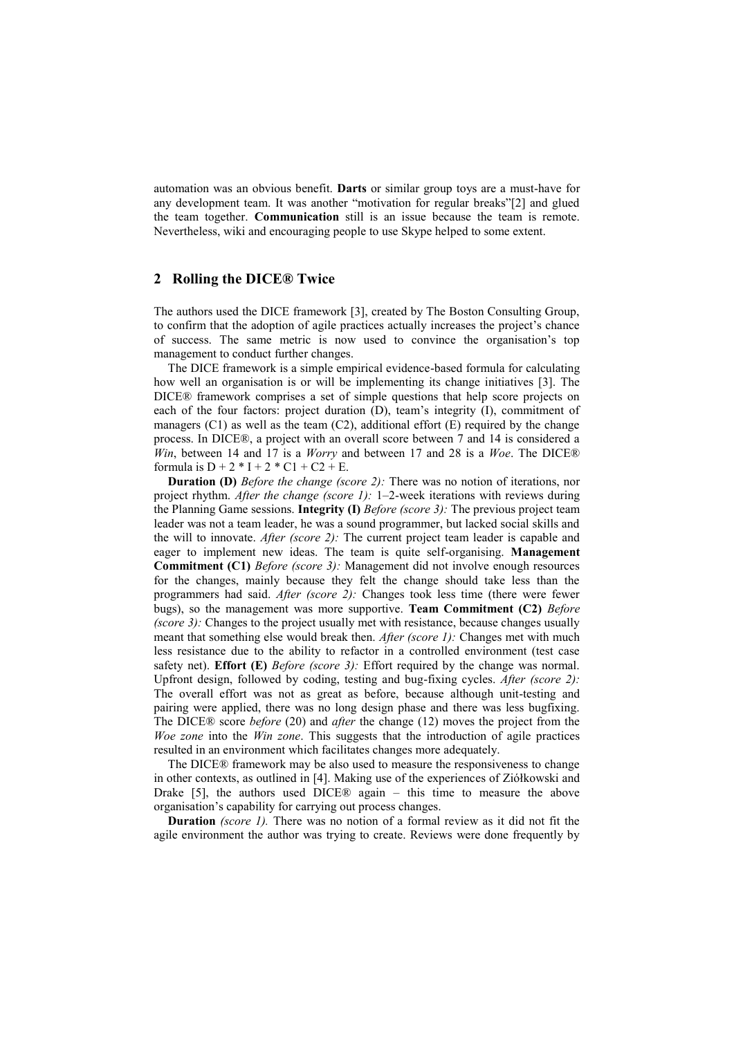automation was an obvious benefit. **Darts** or similar group toys are a must-have for any development team. It was another "motivation for regular breaks"[2] and glued the team together. **Communication** still is an issue because the team is remote. Nevertheless, wiki and encouraging people to use Skype helped to some extent.

## 2 Rolling the DICE® Twice

The authors used the DICE framework [3], created by The Boston Consulting Group, to confirm that the adoption of agile practices actually increases the project's chance of success. The same metric is now used to convince the organisation's top management to conduct further changes.

The DICE framework is a simple empirical evidence-based formula for calculating how well an organisation is or will be implementing its change initiatives [3]. The DICE® framework comprises a set of simple questions that help score projects on each of the four factors: project duration (D), team's integrity (I), commitment of managers (C1) as well as the team (C2), additional effort (E) required by the change process. In DICE®, a project with an overall score between 7 and 14 is considered a *Win*, between 14 and 17 is a *Worry* and between 17 and 28 is a *Woe*. The DICE® formula is $D + 2 * I + 2 * C1 + C2 + E$.

**Duration (D)** *Before the change (score 2):* There was no notion of iterations, nor project rhythm. *After the change (score 1):* 1–2-week iterations with reviews during the Planning Game sessions. **Integrity (I)** *Before (score 3):* The previous project team leader was not a team leader, he was a sound programmer, but lacked social skills and the will to innovate. *After (score 2):* The current project team leader is capable and eager to implement new ideas. The team is quite self-organising. **Management Commitment (C1)** *Before (score 3):* Management did not involve enough resources for the changes, mainly because they felt the change should take less than the programmers had said. *After (score 2):* Changes took less time (there were fewer bugs), so the management was more supportive. **Team Commitment (C2)** *Before (score 3):* Changes to the project usually met with resistance, because changes usually meant that something else would break then. *After (score 1):* Changes met with much less resistance due to the ability to refactor in a controlled environment (test case safety net). **Effort (E)** *Before (score 3):* Effort required by the change was normal. Upfront design, followed by coding, testing and bug-fixing cycles. *After (score 2):* The overall effort was not as great as before, because although unit-testing and pairing were applied, there was no long design phase and there was less bugfixing. The DICE® score *before* (20) and *after* the change (12) moves the project from the *Woe zone* into the *Win zone*. This suggests that the introduction of agile practices resulted in an environment which facilitates changes more adequately.

The DICE® framework may be also used to measure the responsiveness to change in other contexts, as outlined in [4]. Making use of the experiences of Ziółkowski and Drake [5], the authors used DICE® again – this time to measure the above organisation's capability for carrying out process changes.

**Duration** *(score 1).* There was no notion of a formal review as it did not fit the agile environment the author was trying to create. Reviews were done frequently by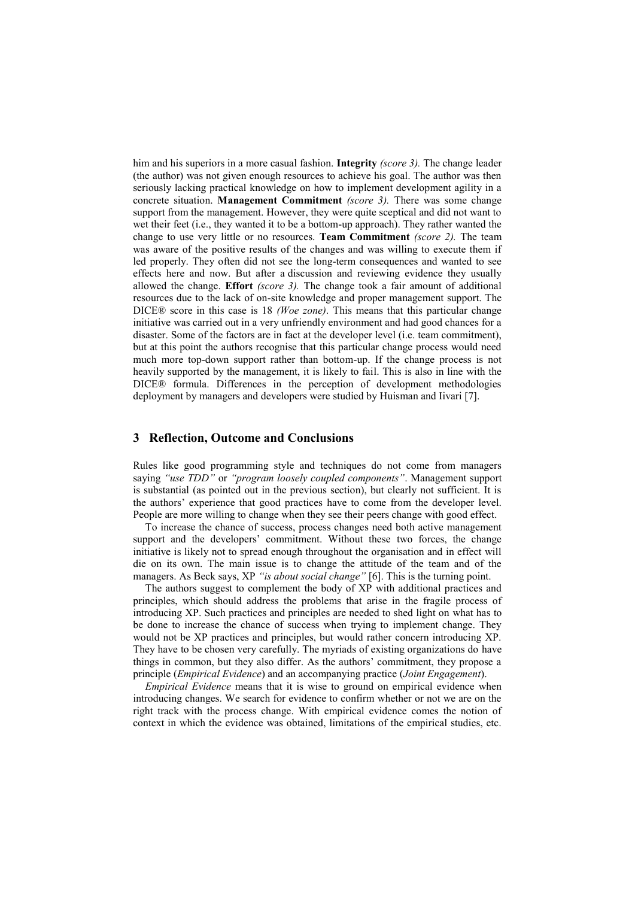him and his superiors in a more casual fashion. **Integrity** *(score 3).* The change leader (the author) was not given enough resources to achieve his goal. The author was then seriously lacking practical knowledge on how to implement development agility in a concrete situation. **Management Commitment** *(score 3).* There was some change support from the management. However, they were quite sceptical and did not want to wet their feet (i.e., they wanted it to be a bottom-up approach). They rather wanted the change to use very little or no resources. **Team Commitment** *(score 2).* The team was aware of the positive results of the changes and was willing to execute them if led properly. They often did not see the long-term consequences and wanted to see effects here and now. But after a discussion and reviewing evidence they usually allowed the change. **Effort** *(score 3).* The change took a fair amount of additional resources due to the lack of on-site knowledge and proper management support. The DICE® score in this case is 18 *(Woe zone)*. This means that this particular change initiative was carried out in a very unfriendly environment and had good chances for a disaster. Some of the factors are in fact at the developer level (i.e. team commitment), but at this point the authors recognise that this particular change process would need much more top-down support rather than bottom-up. If the change process is not heavily supported by the management, it is likely to fail. This is also in line with the DICE® formula. Differences in the perception of development methodologies deployment by managers and developers were studied by Huisman and Iivari [7].

## 3 Reflection, Outcome and Conclusions

Rules like good programming style and techniques do not come from managers saying *"use TDD"* or *"program loosely coupled components"*. Management support is substantial (as pointed out in the previous section), but clearly not sufficient. It is the authors' experience that good practices have to come from the developer level. People are more willing to change when they see their peers change with good effect.

To increase the chance of success, process changes need both active management support and the developers' commitment. Without these two forces, the change initiative is likely not to spread enough throughout the organisation and in effect will die on its own. The main issue is to change the attitude of the team and of the managers. As Beck says, XP *"is about social change"* [6]. This is the turning point.

The authors suggest to complement the body of XP with additional practices and principles, which should address the problems that arise in the fragile process of introducing XP. Such practices and principles are needed to shed light on what has to be done to increase the chance of success when trying to implement change. They would not be XP practices and principles, but would rather concern introducing XP. They have to be chosen very carefully. The myriads of existing organizations do have things in common, but they also differ. As the authors' commitment, they propose a principle (*Empirical Evidence*) and an accompanying practice (*Joint Engagement*).

*Empirical Evidence* means that it is wise to ground on empirical evidence when introducing changes. We search for evidence to confirm whether or not we are on the right track with the process change. With empirical evidence comes the notion of context in which the evidence was obtained, limitations of the empirical studies, etc.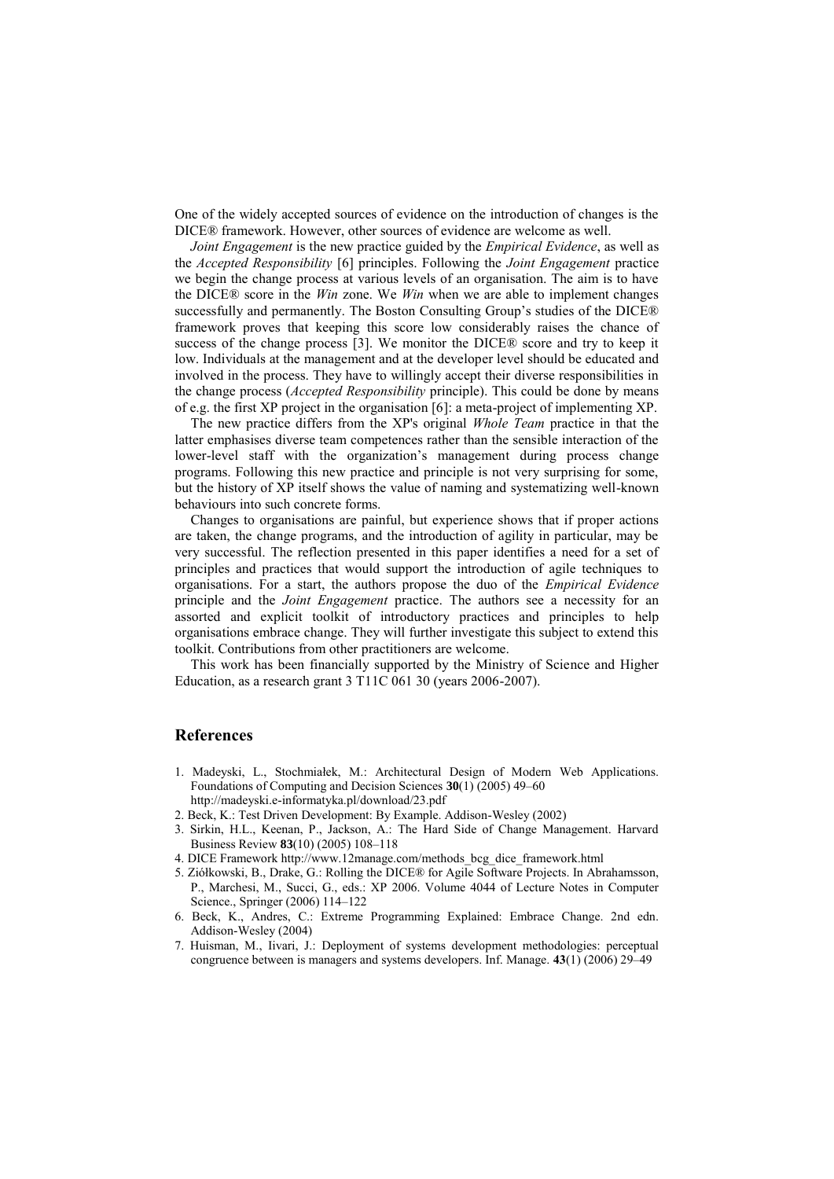One of the widely accepted sources of evidence on the introduction of changes is the DICE® framework. However, other sources of evidence are welcome as well.

*Joint Engagement* is the new practice guided by the *Empirical Evidence*, as well as the *Accepted Responsibility* [6] principles. Following the *Joint Engagement* practice we begin the change process at various levels of an organisation. The aim is to have the DICE® score in the *Win* zone. We *Win* when we are able to implement changes successfully and permanently. The Boston Consulting Group's studies of the DICE® framework proves that keeping this score low considerably raises the chance of success of the change process [3]. We monitor the DICE® score and try to keep it low. Individuals at the management and at the developer level should be educated and involved in the process. They have to willingly accept their diverse responsibilities in the change process (*Accepted Responsibility* principle). This could be done by means of e.g. the first XP project in the organisation [6]: a meta-project of implementing XP.

The new practice differs from the XP's original *Whole Team* practice in that the latter emphasises diverse team competences rather than the sensible interaction of the lower-level staff with the organization's management during process change programs. Following this new practice and principle is not very surprising for some, but the history of XP itself shows the value of naming and systematizing well-known behaviours into such concrete forms.

Changes to organisations are painful, but experience shows that if proper actions are taken, the change programs, and the introduction of agility in particular, may be very successful. The reflection presented in this paper identifies a need for a set of principles and practices that would support the introduction of agile techniques to organisations. For a start, the authors propose the duo of the *Empirical Evidence* principle and the *Joint Engagement* practice. The authors see a necessity for an assorted and explicit toolkit of introductory practices and principles to help organisations embrace change. They will further investigate this subject to extend this toolkit. Contributions from other practitioners are welcome.

This work has been financially supported by the Ministry of Science and Higher Education, as a research grant 3 T11C 061 30 (years 2006-2007).

## References

1. Madeyski, L., Stochmiałek, M.: Architectural Design of Modern Web Applications. Foundations of Computing and Decision Sciences **30**(1) (2005) 49–60 http://madeyski.e-informatyka.pl/download/23.pdf
2. Beck, K.: Test Driven Development: By Example. Addison-Wesley (2002)
3. Sirkin, H.L., Keenan, P., Jackson, A.: The Hard Side of Change Management. Harvard Business Review **83**(10) (2005) 108–118
4. DICE Framework http://www.12manage.com/methods_bcg_dice_framework.html
5. Ziółkowski, B., Drake, G.: Rolling the DICE® for Agile Software Projects. In Abrahamsson, P., Marchesi, M., Succi, G., eds.: XP 2006. Volume 4044 of Lecture Notes in Computer Science., Springer (2006) 114–122
6. Beck, K., Andres, C.: Extreme Programming Explained: Embrace Change. 2nd edn. Addison-Wesley (2004)
7. Huisman, M., Iivari, J.: Deployment of systems development methodologies: perceptual congruence between is managers and systems developers. Inf. Manage. **43**(1) (2006) 29–49